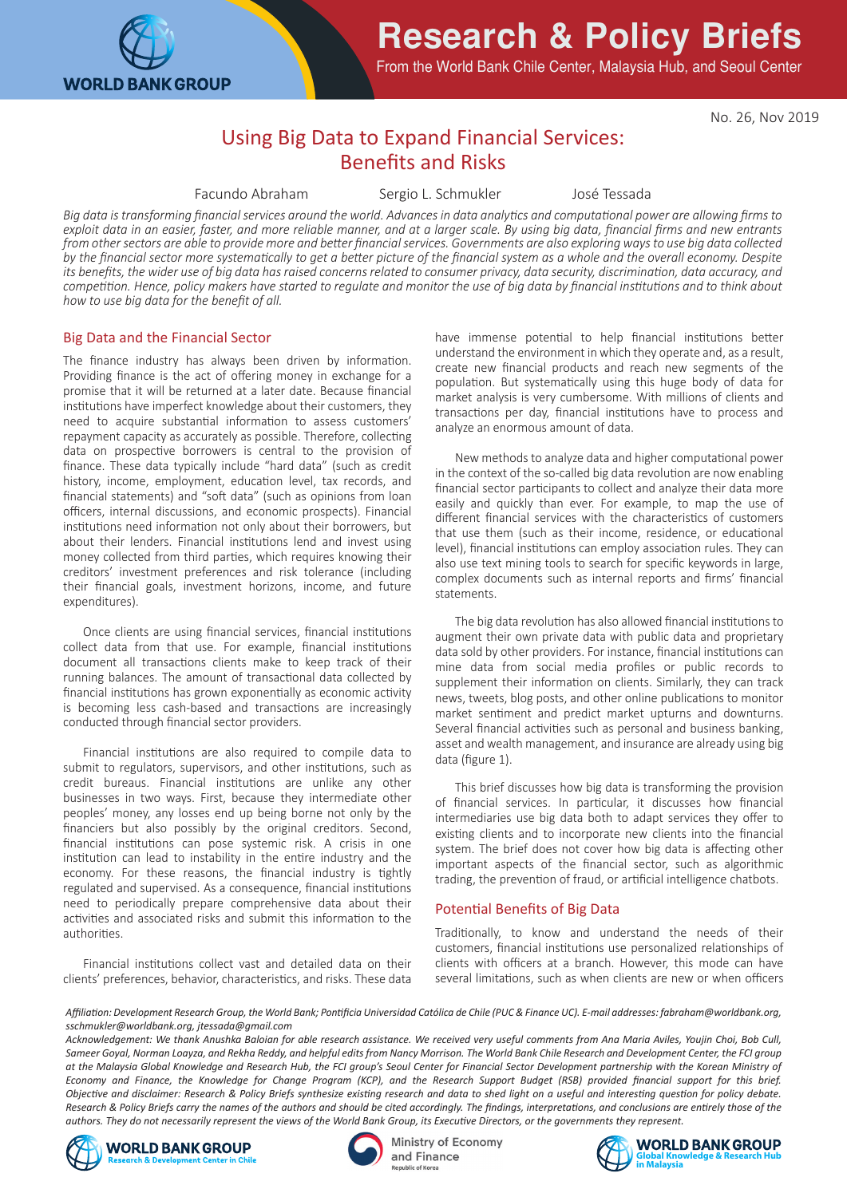# Using Big Data to Expand Financial Services: Benefits and Risks

Facundo Abraham     Sergio L. Schmukler     José Tessada

*Big data is transforming financial services around the world. Advances in data analytics and computational power are allowing firms to exploit data in an easier, faster, and more reliable manner, and at a larger scale. By using big data, financial firms and new entrants from other sectors are able to provide more and better financial services. Governments are also exploring ways to use big data collected by the financial sector more systematically to get a better picture of the financial system as a whole and the overall economy. Despite its benefits, the wider use of big data has raised concerns related to consumer privacy, data security, discrimination, data accuracy, and competition. Hence, policy makers have started to regulate and monitor the use of big data by financial institutions and to think about how to use big data for the benefit of all.*

## Big Data and the Financial Sector

The finance industry has always been driven by information. Providing finance is the act of offering money in exchange for a promise that it will be returned at a later date. Because financial institutions have imperfect knowledge about their customers, they need to acquire substantial information to assess customers' repayment capacity as accurately as possible. Therefore, collecting data on prospective borrowers is central to the provision of finance. These data typically include "hard data" (such as credit history, income, employment, education level, tax records, and financial statements) and "soft data" (such as opinions from loan officers, internal discussions, and economic prospects). Financial institutions need information not only about their borrowers, but about their lenders. Financial institutions lend and invest using money collected from third parties, which requires knowing their creditors' investment preferences and risk tolerance (including their financial goals, investment horizons, income, and future expenditures).

Once clients are using financial services, financial institutions collect data from that use. For example, financial institutions document all transactions clients make to keep track of their running balances. The amount of transactional data collected by financial institutions has grown exponentially as economic activity is becoming less cash-based and transactions are increasingly conducted through financial sector providers.

Financial institutions are also required to compile data to submit to regulators, supervisors, and other institutions, such as credit bureaus. Financial institutions are unlike any other businesses in two ways. First, because they intermediate other peoples' money, any losses end up being borne not only by the financiers but also possibly by the original creditors. Second, financial institutions can pose systemic risk. A crisis in one institution can lead to instability in the entire industry and the economy. For these reasons, the financial industry is tightly regulated and supervised. As a consequence, financial institutions need to periodically prepare comprehensive data about their activities and associated risks and submit this information to the authorities.

Financial institutions collect vast and detailed data on their clients' preferences, behavior, characteristics, and risks. These data have immense potential to help financial institutions better understand the environment in which they operate and, as a result, create new financial products and reach new segments of the population. But systematically using this huge body of data for market analysis is very cumbersome. With millions of clients and transactions per day, financial institutions have to process and analyze an enormous amount of data.

New methods to analyze data and higher computational power in the context of the so-called big data revolution are now enabling financial sector participants to collect and analyze their data more easily and quickly than ever. For example, to map the use of different financial services with the characteristics of customers that use them (such as their income, residence, or educational level), financial institutions can employ association rules. They can also use text mining tools to search for specific keywords in large, complex documents such as internal reports and firms' financial statements.

The big data revolution has also allowed financial institutions to augment their own private data with public data and proprietary data sold by other providers. For instance, financial institutions can mine data from social media profiles or public records to supplement their information on clients. Similarly, they can track news, tweets, blog posts, and other online publications to monitor market sentiment and predict market upturns and downturns. Several financial activities such as personal and business banking, asset and wealth management, and insurance are already using big data (figure 1).

This brief discusses how big data is transforming the provision of financial services. In particular, it discusses how financial intermediaries use big data both to adapt services they offer to existing clients and to incorporate new clients into the financial system. The brief does not cover how big data is affecting other important aspects of the financial sector, such as algorithmic trading, the prevention of fraud, or artificial intelligence chatbots.

## Potential Benefits of Big Data

Traditionally, to know and understand the needs of their customers, financial institutions use personalized relationships of clients with officers at a branch. However, this mode can have several limitations, such as when clients are new or when officers

*Affiliation: Development Research Group, the World Bank; Pontificia Universidad Católica de Chile (PUC & Finance UC). E-mail addresses: fabraham@worldbank.org, sschmukler@worldbank.org, jtessada@gmail.com*

*Acknowledgement: We thank Anushka Baloian for able research assistance. We received very useful comments from Ana Maria Aviles, Youjin Choi, Bob Cull, Sameer Goyal, Norman Loayza, and Rekha Reddy, and helpful edits from Nancy Morrison. The World Bank Chile Research and Development Center, the FCI group at the Malaysia Global Knowledge and Research Hub, the FCI group's Seoul Center for Financial Sector Development partnership with the Korean Ministry of Economy and Finance, the Knowledge for Change Program (KCP), and the Research Support Budget (RSB) provided financial support for this brief. Objective and disclaimer: Research & Policy Briefs synthesize existing research and data to shed light on a useful and interesting question for policy debate. Research & Policy Briefs carry the names of the authors and should be cited accordingly. The findings, interpretations, and conclusions are entirely those of the authors. They do not necessarily represent the views of the World Bank Group, its Executive Directors, or the governments they represent.*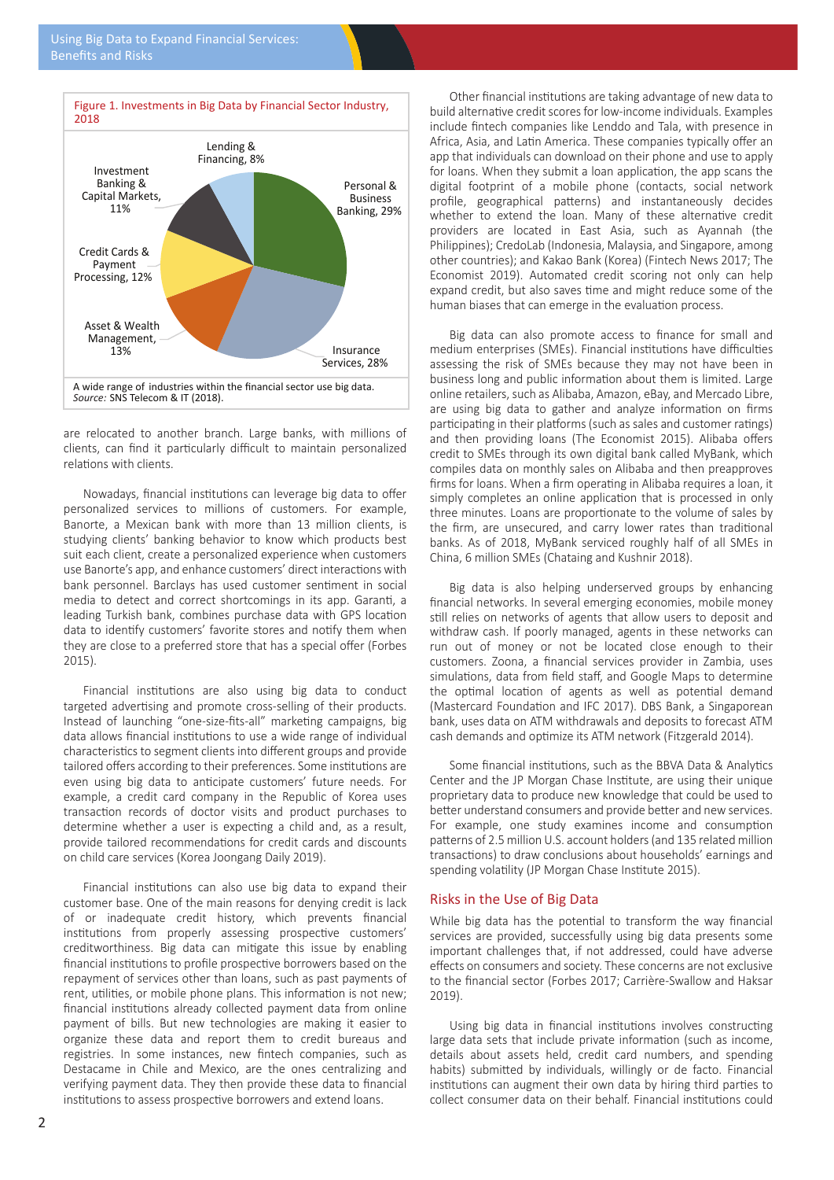Figure 1. Investments in Big Data by Financial Sector Industry, 2018

| Industry | Share |
|---|---|
| Personal & Business Banking | 29% |
| Insurance Services | 28% |
| Asset & Wealth Management | 13% |
| Credit Cards & Payment Processing | 12% |
| Investment Banking & Capital Markets | 11% |
| Lending & Financing | 8% |

A wide range of industries within the financial sector use big data.
*Source:* SNS Telecom & IT (2018).

are relocated to another branch. Large banks, with millions of clients, can find it particularly difficult to maintain personalized relations with clients.

Nowadays, financial institutions can leverage big data to offer personalized services to millions of customers. For example, Banorte, a Mexican bank with more than 13 million clients, is studying clients' banking behavior to know which products best suit each client, create a personalized experience when customers use Banorte's app, and enhance customers' direct interactions with bank personnel. Barclays has used customer sentiment in social media to detect and correct shortcomings in its app. Garanti, a leading Turkish bank, combines purchase data with GPS location data to identify customers' favorite stores and notify them when they are close to a preferred store that has a special offer (Forbes 2015).

Financial institutions are also using big data to conduct targeted advertising and promote cross-selling of their products. Instead of launching "one-size-fits-all" marketing campaigns, big data allows financial institutions to use a wide range of individual characteristics to segment clients into different groups and provide tailored offers according to their preferences. Some institutions are even using big data to anticipate customers' future needs. For example, a credit card company in the Republic of Korea uses transaction records of doctor visits and product purchases to determine whether a user is expecting a child and, as a result, provide tailored recommendations for credit cards and discounts on child care services (Korea Joongang Daily 2019).

Financial institutions can also use big data to expand their customer base. One of the main reasons for denying credit is lack of or inadequate credit history, which prevents financial institutions from properly assessing prospective customers' creditworthiness. Big data can mitigate this issue by enabling financial institutions to profile prospective borrowers based on the repayment of services other than loans, such as past payments of rent, utilities, or mobile phone plans. This information is not new; financial institutions already collected payment data from online payment of bills. But new technologies are making it easier to organize these data and report them to credit bureaus and registries. In some instances, new fintech companies, such as Destacame in Chile and Mexico, are the ones centralizing and verifying payment data. They then provide these data to financial institutions to assess prospective borrowers and extend loans.

Other financial institutions are taking advantage of new data to build alternative credit scores for low-income individuals. Examples include fintech companies like Lenddo and Tala, with presence in Africa, Asia, and Latin America. These companies typically offer an app that individuals can download on their phone and use to apply for loans. When they submit a loan application, the app scans the digital footprint of a mobile phone (contacts, social network profile, geographical patterns) and instantaneously decides whether to extend the loan. Many of these alternative credit providers are located in East Asia, such as Ayannah (the Philippines); CredoLab (Indonesia, Malaysia, and Singapore, among other countries); and Kakao Bank (Korea) (Fintech News 2017; The Economist 2019). Automated credit scoring not only can help expand credit, but also saves time and might reduce some of the human biases that can emerge in the evaluation process.

Big data can also promote access to finance for small and medium enterprises (SMEs). Financial institutions have difficulties assessing the risk of SMEs because they may not have been in business long and public information about them is limited. Large online retailers, such as Alibaba, Amazon, eBay, and Mercado Libre, are using big data to gather and analyze information on firms participating in their platforms (such as sales and customer ratings) and then providing loans (The Economist 2015). Alibaba offers credit to SMEs through its own digital bank called MyBank, which compiles data on monthly sales on Alibaba and then preapproves firms for loans. When a firm operating in Alibaba requires a loan, it simply completes an online application that is processed in only three minutes. Loans are proportionate to the volume of sales by the firm, are unsecured, and carry lower rates than traditional banks. As of 2018, MyBank serviced roughly half of all SMEs in China, 6 million SMEs (Chataing and Kushnir 2018).

Big data is also helping underserved groups by enhancing financial networks. In several emerging economies, mobile money still relies on networks of agents that allow users to deposit and withdraw cash. If poorly managed, agents in these networks can run out of money or not be located close enough to their customers. Zoona, a financial services provider in Zambia, uses simulations, data from field staff, and Google Maps to determine the optimal location of agents as well as potential demand (Mastercard Foundation and IFC 2017). DBS Bank, a Singaporean bank, uses data on ATM withdrawals and deposits to forecast ATM cash demands and optimize its ATM network (Fitzgerald 2014).

Some financial institutions, such as the BBVA Data & Analytics Center and the JP Morgan Chase Institute, are using their unique proprietary data to produce new knowledge that could be used to better understand consumers and provide better and new services. For example, one study examines income and consumption patterns of 2.5 million U.S. account holders (and 135 related million transactions) to draw conclusions about households' earnings and spending volatility (JP Morgan Chase Institute 2015).

## Risks in the Use of Big Data

While big data has the potential to transform the way financial services are provided, successfully using big data presents some important challenges that, if not addressed, could have adverse effects on consumers and society. These concerns are not exclusive to the financial sector (Forbes 2017; Carrière-Swallow and Haksar 2019).

Using big data in financial institutions involves constructing large data sets that include private information (such as income, details about assets held, credit card numbers, and spending habits) submitted by individuals, willingly or de facto. Financial institutions can augment their own data by hiring third parties to collect consumer data on their behalf. Financial institutions could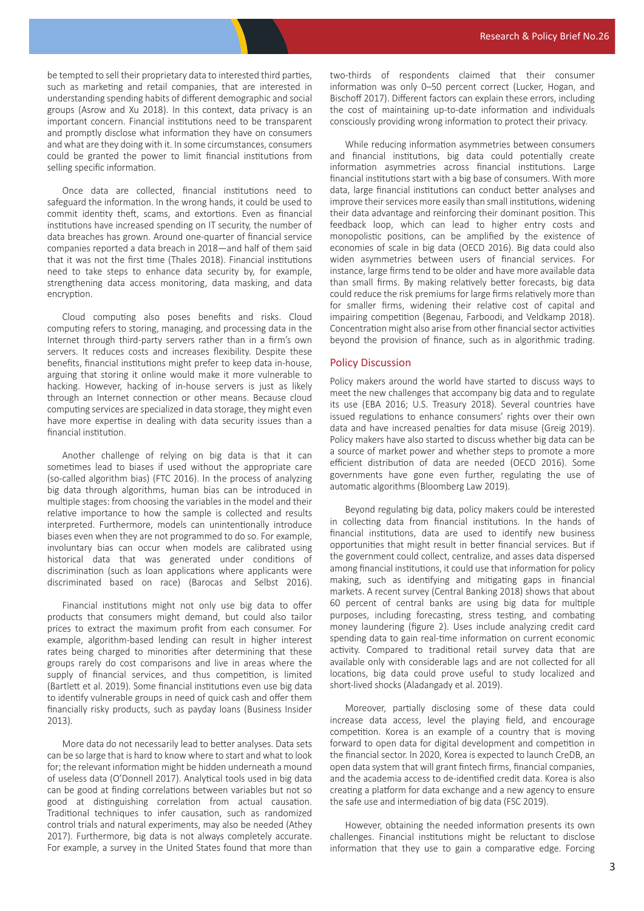be tempted to sell their proprietary data to interested third parties, such as marketing and retail companies, that are interested in understanding spending habits of different demographic and social groups (Asrow and Xu 2018). In this context, data privacy is an important concern. Financial institutions need to be transparent and promptly disclose what information they have on consumers and what are they doing with it. In some circumstances, consumers could be granted the power to limit financial institutions from selling specific information.

Once data are collected, financial institutions need to safeguard the information. In the wrong hands, it could be used to commit identity theft, scams, and extortions. Even as financial institutions have increased spending on IT security, the number of data breaches has grown. Around one-quarter of financial service companies reported a data breach in 2018—and half of them said that it was not the first time (Thales 2018). Financial institutions need to take steps to enhance data security by, for example, strengthening data access monitoring, data masking, and data encryption.

Cloud computing also poses benefits and risks. Cloud computing refers to storing, managing, and processing data in the Internet through third-party servers rather than in a firm's own servers. It reduces costs and increases flexibility. Despite these benefits, financial institutions might prefer to keep data in-house, arguing that storing it online would make it more vulnerable to hacking. However, hacking of in-house servers is just as likely through an Internet connection or other means. Because cloud computing services are specialized in data storage, they might even have more expertise in dealing with data security issues than a financial institution.

Another challenge of relying on big data is that it can sometimes lead to biases if used without the appropriate care (so-called algorithm bias) (FTC 2016). In the process of analyzing big data through algorithms, human bias can be introduced in multiple stages: from choosing the variables in the model and their relative importance to how the sample is collected and results interpreted. Furthermore, models can unintentionally introduce biases even when they are not programmed to do so. For example, involuntary bias can occur when models are calibrated using historical data that was generated under conditions of discrimination (such as loan applications where applicants were discriminated based on race) (Barocas and Selbst 2016).

Financial institutions might not only use big data to offer products that consumers might demand, but could also tailor prices to extract the maximum profit from each consumer. For example, algorithm-based lending can result in higher interest rates being charged to minorities after determining that these groups rarely do cost comparisons and live in areas where the supply of financial services, and thus competition, is limited (Bartlett et al. 2019). Some financial institutions even use big data to identify vulnerable groups in need of quick cash and offer them financially risky products, such as payday loans (Business Insider 2013).

More data do not necessarily lead to better analyses. Data sets can be so large that is hard to know where to start and what to look for; the relevant information might be hidden underneath a mound of useless data (O'Donnell 2017). Analytical tools used in big data can be good at finding correlations between variables but not so good at distinguishing correlation from actual causation. Traditional techniques to infer causation, such as randomized control trials and natural experiments, may also be needed (Athey 2017). Furthermore, big data is not always completely accurate. For example, a survey in the United States found that more than two-thirds of respondents claimed that their consumer information was only 0–50 percent correct (Lucker, Hogan, and Bischoff 2017). Different factors can explain these errors, including the cost of maintaining up-to-date information and individuals consciously providing wrong information to protect their privacy.

While reducing information asymmetries between consumers and financial institutions, big data could potentially create information asymmetries across financial institutions. Large financial institutions start with a big base of consumers. With more data, large financial institutions can conduct better analyses and improve their services more easily than small institutions, widening their data advantage and reinforcing their dominant position. This feedback loop, which can lead to higher entry costs and monopolistic positions, can be amplified by the existence of economies of scale in big data (OECD 2016). Big data could also widen asymmetries between users of financial services. For instance, large firms tend to be older and have more available data than small firms. By making relatively better forecasts, big data could reduce the risk premiums for large firms relatively more than for smaller firms, widening their relative cost of capital and impairing competition (Begenau, Farboodi, and Veldkamp 2018). Concentration might also arise from other financial sector activities beyond the provision of finance, such as in algorithmic trading.

## Policy Discussion

Policy makers around the world have started to discuss ways to meet the new challenges that accompany big data and to regulate its use (EBA 2016; U.S. Treasury 2018). Several countries have issued regulations to enhance consumers' rights over their own data and have increased penalties for data misuse (Greig 2019). Policy makers have also started to discuss whether big data can be a source of market power and whether steps to promote a more efficient distribution of data are needed (OECD 2016). Some governments have gone even further, regulating the use of automatic algorithms (Bloomberg Law 2019).

Beyond regulating big data, policy makers could be interested in collecting data from financial institutions. In the hands of financial institutions, data are used to identify new business opportunities that might result in better financial services. But if the government could collect, centralize, and asses data dispersed among financial institutions, it could use that information for policy making, such as identifying and mitigating gaps in financial markets. A recent survey (Central Banking 2018) shows that about 60 percent of central banks are using big data for multiple purposes, including forecasting, stress testing, and combating money laundering (figure 2). Uses include analyzing credit card spending data to gain real-time information on current economic activity. Compared to traditional retail survey data that are available only with considerable lags and are not collected for all locations, big data could prove useful to study localized and short-lived shocks (Aladangady et al. 2019).

Moreover, partially disclosing some of these data could increase data access, level the playing field, and encourage competition. Korea is an example of a country that is moving forward to open data for digital development and competition in the financial sector. In 2020, Korea is expected to launch CreDB, an open data system that will grant fintech firms, financial companies, and the academia access to de-identified credit data. Korea is also creating a platform for data exchange and a new agency to ensure the safe use and intermediation of big data (FSC 2019).

However, obtaining the needed information presents its own challenges. Financial institutions might be reluctant to disclose information that they use to gain a comparative edge. Forcing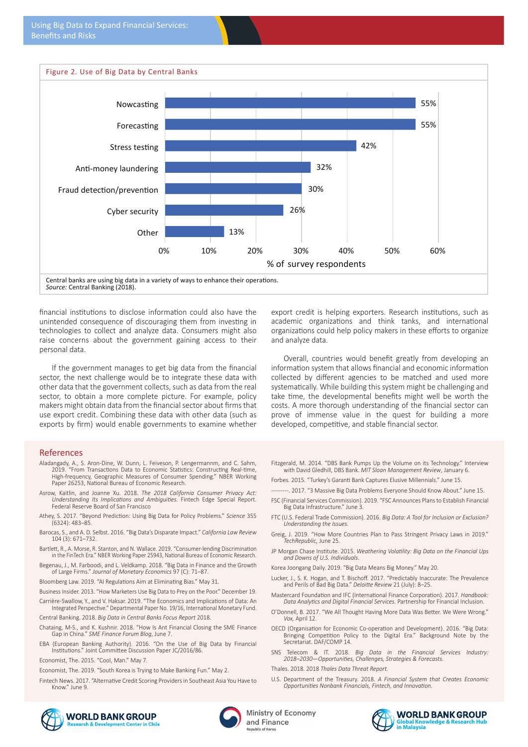Figure 2. Use of Big Data by Central Banks

Nowcasting 55%
Forecasting 55%
Stress testing 42%
Anti-money laundering 32%
Fraud detection/prevention 30%
Cyber security 26%
Other 13%

0% 10% 20% 30% 40% 50% 60%

% of survey respondents

Central banks are using big data in a variety of ways to enhance their operations.
*Source:* Central Banking (2018).

financial institutions to disclose information could also have the unintended consequence of discouraging them from investing in technologies to collect and analyze data. Consumers might also raise concerns about the government gaining access to their personal data.

If the government manages to get big data from the financial sector, the next challenge would be to integrate these data with other data that the government collects, such as data from the real sector, to obtain a more complete picture. For example, policy makers might obtain data from the financial sector about firms that use export credit. Combining these data with other data (such as exports by firm) would enable governments to examine whether export credit is helping exporters. Research institutions, such as academic organizations and think tanks, and international organizations could help policy makers in these efforts to organize and analyze data.

Overall, countries would benefit greatly from developing an information system that allows financial and economic information collected by different agencies to be matched and used more systematically. While building this system might be challenging and take time, the developmental benefits might well be worth the costs. A more thorough understanding of the financial sector can prove of immense value in the quest for building a more developed, competitive, and stable financial sector.

## References

Aladangady, A., S. Aron-Dine, W. Dunn, L. Feiveson, P. Lengermannm, and C. Sahm, 2019. "From Transactions Data to Economic Statistics: Constructing Real-time, High-frequency, Geographic Measures of Consumer Spending." NBER Working Paper 26253, National Bureau of Economic Research.

Asrow, Kaitlin, and Joanne Xu. 2018. *The 2018 California Consumer Privacy Act: Understanding Its Implications and Ambiguities.* Fintech Edge Special Report. Federal Reserve Board of San Francisco

Athey, S. 2017. "Beyond Prediction: Using Big Data for Policy Problems." *Science* 355 (6324): 483–85.

Barocas, S., and A. D. Selbst. 2016. "Big Data's Disparate Impact." *California Law Review* 104 (3): 671–732.

Bartlett, R., A. Morse, R. Stanton, and N. Wallace. 2019. "Consumer-lending Discrimination in the FinTech Era." NBER Working Paper 25943, National Bureau of Economic Research.

Begenau, J., M. Farboodi, and L. Veldkamp. 2018. "Big Data in Finance and the Growth of Large Firms." *Journal of Monetary Economics* 97 (C): 71–87.

Bloomberg Law. 2019. "AI Regulations Aim at Eliminating Bias." May 31.

Business Insider. 2013. "How Marketers Use Big Data to Prey on the Poor." December 19.

Carrière-Swallow, Y., and V. Haksar. 2019. "The Economics and Implications of Data: An Integrated Perspective." Departmental Paper No. 19/16, International Monetary Fund.

Central Banking. 2018. *Big Data in Central Banks Focus Report* 2018.

Chataing, M-S., and K. Kushnir. 2018. "How Is Ant Financial Closing the SME Finance Gap in China." *SME Finance Forum Blog*, June 7.

EBA (European Banking Authority). 2016. "On the Use of Big Data by Financial Institutions." Joint Committee Discussion Paper JC/2016/86.

Economist, The. 2015. "Cool, Man." May 7.

Economist, The. 2019. "South Korea is Trying to Make Banking Fun." May 2.

Fintech News. 2017. "Alternative Credit Scoring Providers in Southeast Asia You Have to Know." June 9.

Fitzgerald, M. 2014. "DBS Bank Pumps Up the Volume on its Technology." Interview with David Gledhill, DBS Bank. *MIT Sloan Management Review*, January 6.

Forbes. 2015. "Turkey's Garanti Bank Captures Elusive Millennials." June 15.

---------. 2017. "3 Massive Big Data Problems Everyone Should Know About." June 15.

FSC (Financial Services Commission). 2019. "FSC Announces Plans to Establish Financial Big Data Infrastructure." June 3.

FTC (U.S. Federal Trade Commission). 2016. *Big Data: A Tool for Inclusion or Exclusion? Understanding the Issues.*

Greig, J. 2019. "How More Countries Plan to Pass Stringent Privacy Laws in 2019." *TechRepublic*, June 25.

JP Morgan Chase Institute. 2015. *Weathering Volatility: Big Data on the Financial Ups and Downs of U.S. Individuals.*

Korea Joongang Daily. 2019. "Big Data Means Big Money." May 20.

Lucker, J., S. K. Hogan, and T. Bischoff. 2017. "Predictably Inaccurate: The Prevalence and Perils of Bad Big Data." *Deloitte Review* 21 (July): 8–25.

Mastercard Foundation and IFC (International Finance Corporation). 2017. *Handbook: Data Analytics and Digital Financial Services.* Partnership for Financial Inclusion.

O'Donnell, B. 2017. "We All Thought Having More Data Was Better. We Were Wrong." *Vox*, April 12.

OECD (Organisation for Economic Co-operation and Development). 2016. "Big Data: Bringing Competition Policy to the Digital Era." Background Note by the Secretariat. DAF/COMP 14.

SNS Telecom & IT. 2018. *Big Data in the Financial Services Industry: 2018–2030—Opportunities, Challenges, Strategies & Forecasts.*

Thales. 2018. 2018 *Thales Data Threat Report.*

U.S. Department of the Treasury. 2018. *A Financial System that Creates Economic Opportunities Nonbank Financials, Fintech, and Innovation.*

WORLD BANK GROUP Research & Development Center in Chile

Ministry of Economy and Finance Republic of Korea

WORLD BANK GROUP Global Knowledge & Research Hub in Malaysia